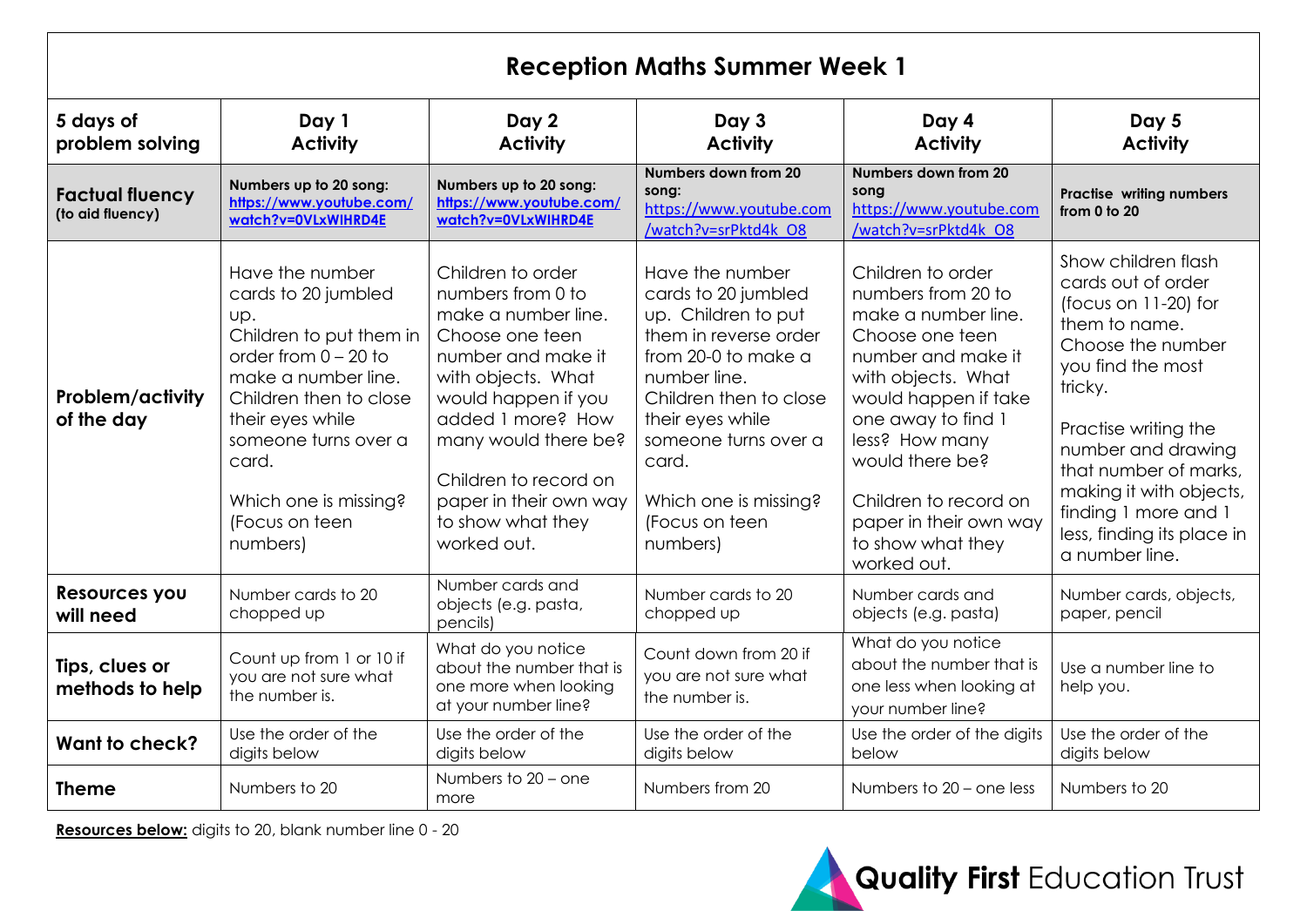# Reception Maths Summer Week 1

| 5 days of problem solving | Day 1 Activity | Day 2 Activity | Day 3 Activity | Day 4 Activity | Day 5 Activity |
|---|---|---|---|---|---|
| **Factual fluency** (to aid fluency) | **Numbers up to 20 song:** https://www.youtube.com/watch?v=0VLxWIHRD4E | **Numbers up to 20 song:** https://www.youtube.com/watch?v=0VLxWIHRD4E | **Numbers down from 20 song:** https://www.youtube.com/watch?v=srPktd4k_O8 | **Numbers down from 20 song** https://www.youtube.com/watch?v=srPktd4k_O8 | **Practise writing numbers from 0 to 20** |
| **Problem/activity of the day** | Have the number cards to 20 jumbled up. Children to put them in order from 0 – 20 to make a number line. Children then to close their eyes while someone turns over a card. Which one is missing? (Focus on teen numbers) | Children to order numbers from 0 to make a number line. Choose one teen number and make it with objects. What would happen if you added 1 more? How many would there be? Children to record on paper in their own way to show what they worked out. | Have the number cards to 20 jumbled up. Children to put them in reverse order from 20-0 to make a number line. Children then to close their eyes while someone turns over a card. Which one is missing? (Focus on teen numbers) | Children to order numbers from 20 to make a number line. Choose one teen number and make it with objects. What would happen if take one away to find 1 less? How many would there be? Children to record on paper in their own way to show what they worked out. | Show children flash cards out of order (focus on 11-20) for them to name. Choose the number you find the most tricky. Practise writing the number and drawing that number of marks, making it with objects, finding 1 more and 1 less, finding its place in a number line. |
| **Resources you will need** | Number cards to 20 chopped up | Number cards and objects (e.g. pasta, pencils) | Number cards to 20 chopped up | Number cards and objects (e.g. pasta) | Number cards, objects, paper, pencil |
| **Tips, clues or methods to help** | Count up from 1 or 10 if you are not sure what the number is. | What do you notice about the number that is one more when looking at your number line? | Count down from 20 if you are not sure what the number is. | What do you notice about the number that is one less when looking at your number line? | Use a number line to help you. |
| **Want to check?** | Use the order of the digits below | Use the order of the digits below | Use the order of the digits below | Use the order of the digits below | Use the order of the digits below |
| **Theme** | Numbers to 20 | Numbers to 20 – one more | Numbers from 20 | Numbers to 20 – one less | Numbers to 20 |

**Resources below:** digits to 20, blank number line 0 - 20

Quality First Education Trust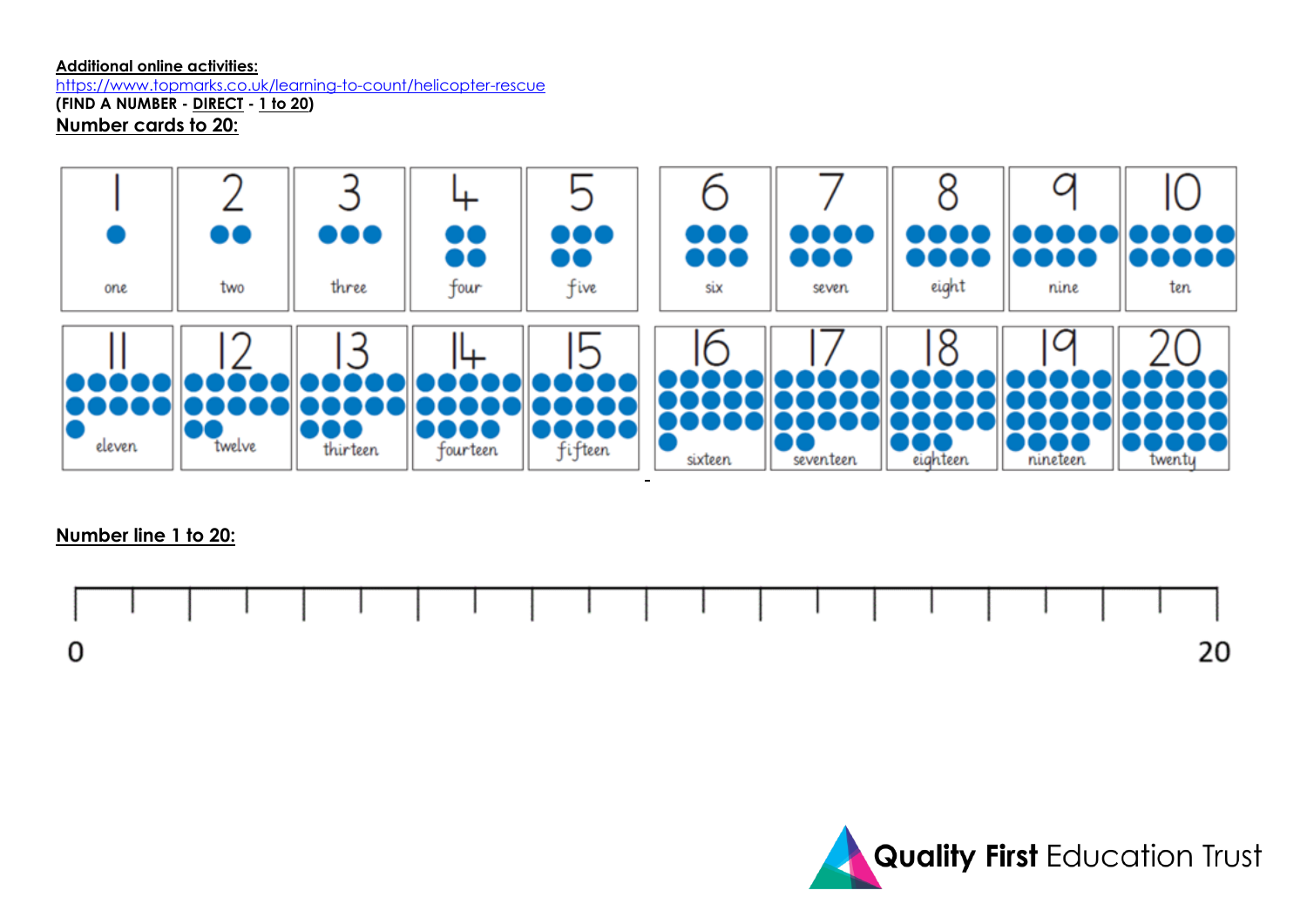**Additional online activities:**

https://www.topmarks.co.uk/learning-to-count/helicopter-rescue

**(FIND A NUMBER - DIRECT - 1 to 20)**

**Number cards to 20:**

| | | | | | | | | | |
|---|---|---|---|---|---|---|---|---|---|
| 1 one | 2 two | 3 three | 4 four | 5 five | 6 six | 7 seven | 8 eight | 9 nine | 10 ten |
| 11 eleven | 12 twelve | 13 thirteen | 14 fourteen | 15 fifteen | 16 sixteen | 17 seventeen | 18 eighteen | 19 nineteen | 20 twenty |

**Number line 1 to 20:**

0

20

Quality First Education Trust